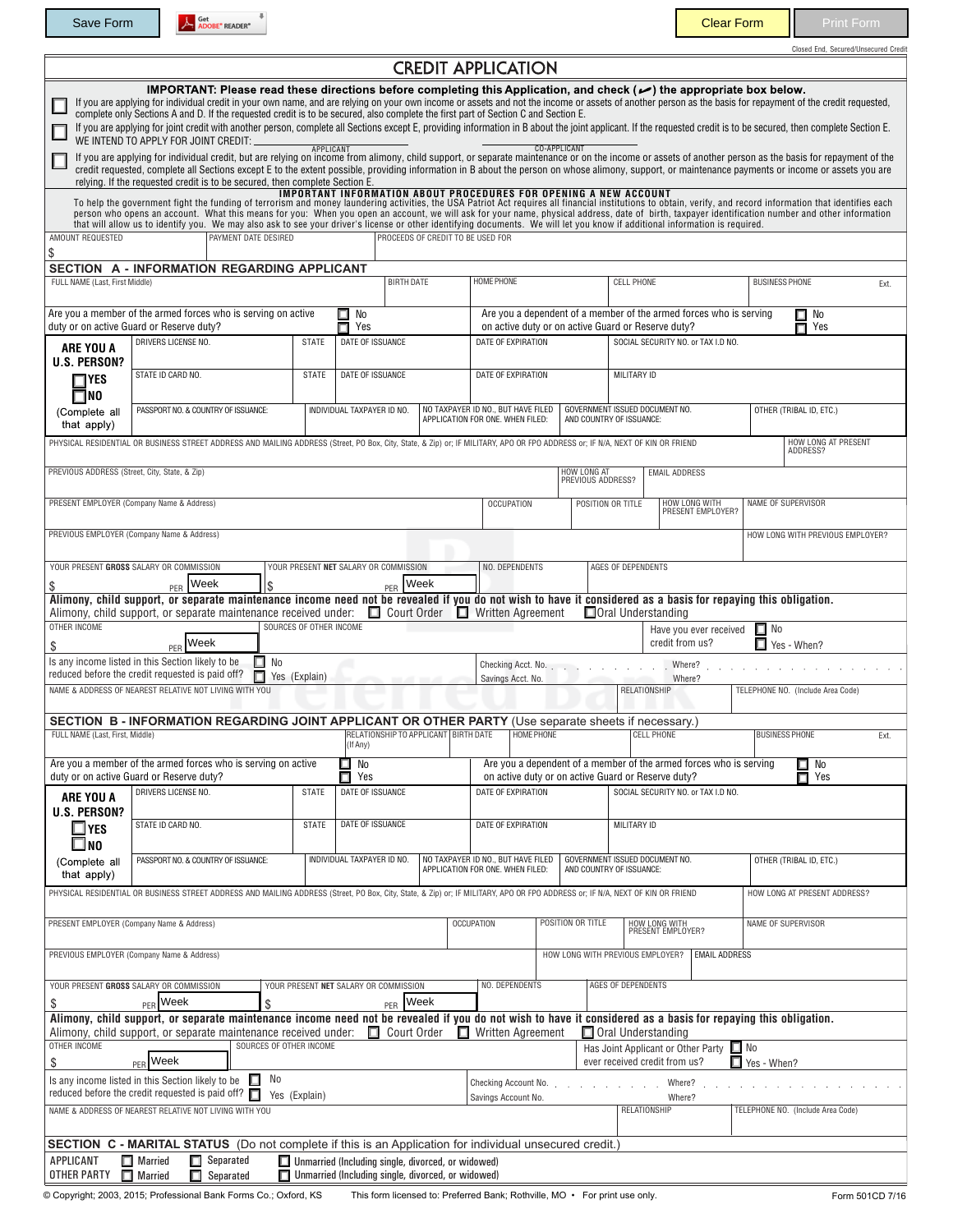Save Form | Clear Form | Print Form

Closed End, Secured/Unsecured Credit

# CREDIT APPLICATION

**IMPORTANT: Please read these directions before completing this Application, and check (✔) the appropriate box below.**

☐ If you are applying for individual credit in your own name, and are relying on your own income or assets and not the income or assets of another person as the basis for repayment of the credit requested, complete only Sections A and D. If the requested credit is to be secured, also complete the first part of Section C and Section E.

☐ If you are applying for joint credit with another person, complete all Sections except E, providing information in B about the joint applicant. If the requested credit is to be secured, then complete Section E.
WE INTEND TO APPLY FOR JOINT CREDIT: ______________ APPLICANT ______________ CO-APPLICANT

☐ If you are applying for individual credit, but are relying on income from alimony, child support, or separate maintenance or on the income or assets of another person as the basis for repayment of the credit requested, complete all Sections except E to the extent possible, providing information in B about the person on whose alimony, support, or maintenance payments or income or assets you are relying. If the requested credit is to be secured, then complete Section E.

**IMPORTANT INFORMATION ABOUT PROCEDURES FOR OPENING A NEW ACCOUNT**

To help the government fight the funding of terrorism and money laundering activities, the USA Patriot Act requires all financial institutions to obtain, verify, and record information that identifies each person who opens an account. What this means for you: When you open an account, we will ask for your name, physical address, date of birth, taxpayer identification number and other information that will allow us to identify you. We may also ask to see your driver's license or other identifying documents. We will let you know if additional information is required.

| AMOUNT REQUESTED | PAYMENT DATE DESIRED | PROCEEDS OF CREDIT TO BE USED FOR |
|---|---|---|
| $ | | |

## SECTION A - INFORMATION REGARDING APPLICANT

| FULL NAME (Last, First Middle) | BIRTH DATE | HOME PHONE | CELL PHONE | BUSINESS PHONE Ext. |
|---|---|---|---|---|
| | | | | |

Are you a member of the armed forces who is serving on active duty or on active Guard or Reserve duty? ☐ No ☐ Yes

Are you a dependent of a member of the armed forces who is serving on active duty or on active Guard or Reserve duty? ☐ No ☐ Yes

**ARE YOU A U.S. PERSON?** ☐ YES ☐ NO (Complete all that apply)

| DRIVERS LICENSE NO. | STATE | DATE OF ISSUANCE | DATE OF EXPIRATION | SOCIAL SECURITY NO. or TAX I.D NO. |
|---|---|---|---|---|
| STATE ID CARD NO. | STATE | DATE OF ISSUANCE | DATE OF EXPIRATION | MILITARY ID |
| PASSPORT NO. & COUNTRY OF ISSUANCE: | INDIVIDUAL TAXPAYER ID NO. | NO TAXPAYER ID NO., BUT HAVE FILED APPLICATION FOR ONE. WHEN FILED: | GOVERNMENT ISSUED DOCUMENT NO. AND COUNTRY OF ISSUANCE: | OTHER (TRIBAL ID, ETC.) |

| PHYSICAL RESIDENTIAL OR BUSINESS STREET ADDRESS AND MAILING ADDRESS (Street, PO Box, City, State, & Zip) or; IF MILITARY, APO OR FPO ADDRESS or; IF N/A, NEXT OF KIN OR FRIEND | HOW LONG AT PRESENT ADDRESS? |
|---|---|
| | |

| PREVIOUS ADDRESS (Street, City, State, & Zip) | HOW LONG AT PREVIOUS ADDRESS? | EMAIL ADDRESS |
|---|---|---|
| | | |

| PRESENT EMPLOYER (Company Name & Address) | OCCUPATION | POSITION OR TITLE | HOW LONG WITH PRESENT EMPLOYER? | NAME OF SUPERVISOR |
|---|---|---|---|---|
| | | | | |

| PREVIOUS EMPLOYER (Company Name & Address) | HOW LONG WITH PREVIOUS EMPLOYER? |
|---|---|
| | |

| YOUR PRESENT GROSS SALARY OR COMMISSION | YOUR PRESENT NET SALARY OR COMMISSION | NO. DEPENDENTS | AGES OF DEPENDENTS |
|---|---|---|---|
| $ PER Week | $ PER Week | | |

**Alimony, child support, or separate maintenance income need not be revealed if you do not wish to have it considered as a basis for repaying this obligation.**

Alimony, child support, or separate maintenance received under: ☐ Court Order ☐ Written Agreement ☐ Oral Understanding

| OTHER INCOME | SOURCES OF OTHER INCOME | Have you ever received credit from us? |
|---|---|---|
| $ PER Week | | ☐ No ☐ Yes - When? |

Is any income listed in this Section likely to be reduced before the credit requested is paid off? ☐ No ☐ Yes (Explain)

Checking Acct. No. . . . . . . . . . Where? . . . . . . . . . .
Savings Acct. No. . . . . . . . . . Where? . . . . . . . . . .

| NAME & ADDRESS OF NEAREST RELATIVE NOT LIVING WITH YOU | RELATIONSHIP | TELEPHONE NO. (Include Area Code) |
|---|---|---|
| | | |

## SECTION B - INFORMATION REGARDING JOINT APPLICANT OR OTHER PARTY (Use separate sheets if necessary.)

| FULL NAME (Last, First, Middle) | RELATIONSHIP TO APPLICANT (If Any) | BIRTH DATE | HOME PHONE | CELL PHONE | BUSINESS PHONE Ext. |
|---|---|---|---|---|---|
| | | | | | |

Are you a member of the armed forces who is serving on active duty or on active Guard or Reserve duty? ☐ No ☐ Yes

Are you a dependent of a member of the armed forces who is serving on active duty or on active Guard or Reserve duty? ☐ No ☐ Yes

**ARE YOU A U.S. PERSON?** ☐ YES ☐ NO (Complete all that apply)

| DRIVERS LICENSE NO. | STATE | DATE OF ISSUANCE | DATE OF EXPIRATION | SOCIAL SECURITY NO. or TAX I.D NO. |
|---|---|---|---|---|
| STATE ID CARD NO. | STATE | DATE OF ISSUANCE | DATE OF EXPIRATION | MILITARY ID |
| PASSPORT NO. & COUNTRY OF ISSUANCE: | INDIVIDUAL TAXPAYER ID NO. | NO TAXPAYER ID NO., BUT HAVE FILED APPLICATION FOR ONE. WHEN FILED: | GOVERNMENT ISSUED DOCUMENT NO. AND COUNTRY OF ISSUANCE: | OTHER (TRIBAL ID, ETC.) |

| PHYSICAL RESIDENTIAL OR BUSINESS STREET ADDRESS AND MAILING ADDRESS (Street, PO Box, City, State, & Zip) or; IF MILITARY, APO OR FPO ADDRESS or; IF N/A, NEXT OF KIN OR FRIEND | HOW LONG AT PRESENT ADDRESS? |
|---|---|
| | |

| PRESENT EMPLOYER (Company Name & Address) | OCCUPATION | POSITION OR TITLE | HOW LONG WITH PRESENT EMPLOYER? | NAME OF SUPERVISOR |
|---|---|---|---|---|
| | | | | |

| PREVIOUS EMPLOYER (Company Name & Address) | HOW LONG WITH PREVIOUS EMPLOYER? | EMAIL ADDRESS |
|---|---|---|
| | | |

| YOUR PRESENT GROSS SALARY OR COMMISSION | YOUR PRESENT NET SALARY OR COMMISSION | NO. DEPENDENTS | AGES OF DEPENDENTS |
|---|---|---|---|
| $ PER Week | $ PER Week | | |

**Alimony, child support, or separate maintenance income need not be revealed if you do not wish to have it considered as a basis for repaying this obligation.**

Alimony, child support, or separate maintenance received under: ☐ Court Order ☐ Written Agreement ☐ Oral Understanding

| OTHER INCOME | SOURCES OF OTHER INCOME | Has Joint Applicant or Other Party ever received credit from us? |
|---|---|---|
| $ PER Week | | ☐ No ☐ Yes - When? |

Is any income listed in this Section likely to be reduced before the credit requested is paid off? ☐ No ☐ Yes (Explain)

Checking Account No. . . . . . . . . . Where? . . . . . . . . . .
Savings Account No. . . . . . . . . . Where? . . . . . . . . . .

| NAME & ADDRESS OF NEAREST RELATIVE NOT LIVING WITH YOU | RELATIONSHIP | TELEPHONE NO. (Include Area Code) |
|---|---|---|
| | | |

## SECTION C - MARITAL STATUS (Do not complete if this is an Application for individual unsecured credit.)

APPLICANT ☐ Married ☐ Separated ☐ Unmarried (Including single, divorced, or widowed)

OTHER PARTY ☐ Married ☐ Separated ☐ Unmarried (Including single, divorced, or widowed)

© Copyright; 2003, 2015; Professional Bank Forms Co.; Oxford, KS This form licensed to: Preferred Bank; Rothville, MO • For print use only. Form 501CD 7/16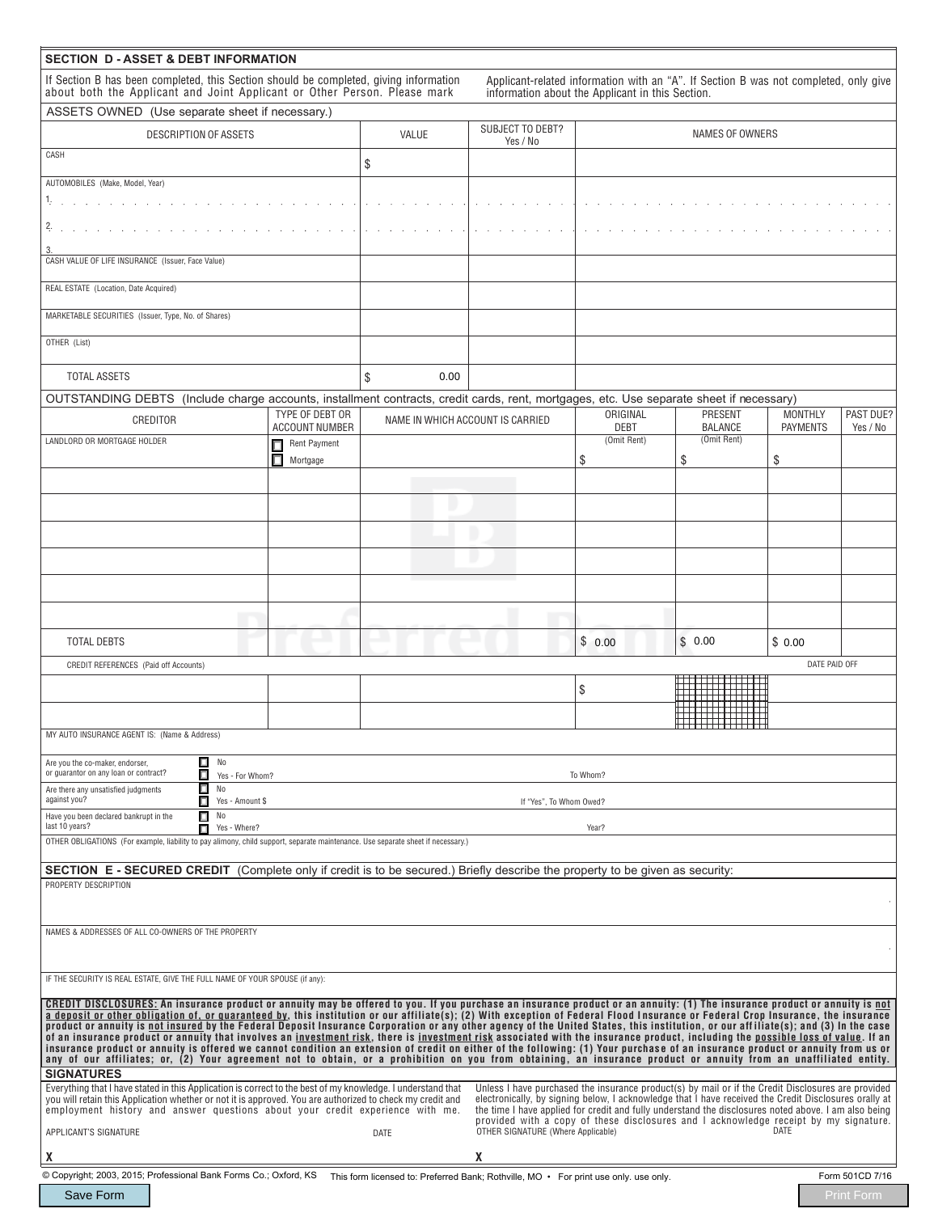## SECTION D - ASSET & DEBT INFORMATION

If Section B has been completed, this Section should be completed, giving information about both the Applicant and Joint Applicant or Other Person. Please mark Applicant-related information with an "A". If Section B was not completed, only give information about the Applicant in this Section.

ASSETS OWNED (Use separate sheet if necessary.)

| DESCRIPTION OF ASSETS | VALUE | SUBJECT TO DEBT? Yes / No | NAMES OF OWNERS |
|---|---|---|---|
| CASH | $ | | |
| AUTOMOBILES (Make, Model, Year)<br>1. | | | |
| 2. | | | |
| 3. | | | |
| CASH VALUE OF LIFE INSURANCE (Issuer, Face Value) | | | |
| REAL ESTATE (Location, Date Acquired) | | | |
| MARKETABLE SECURITIES (Issuer, Type, No. of Shares) | | | |
| OTHER (List) | | | |
| TOTAL ASSETS | $ 0.00 | | |

OUTSTANDING DEBTS (Include charge accounts, installment contracts, credit cards, rent, mortgages, etc. Use separate sheet if necessary)

| CREDITOR | TYPE OF DEBT OR ACCOUNT NUMBER | NAME IN WHICH ACCOUNT IS CARRIED | ORIGINAL DEBT | PRESENT BALANCE | MONTHLY PAYMENTS | PAST DUE? Yes / No |
|---|---|---|---|---|---|---|
| LANDLORD OR MORTGAGE HOLDER | ☐ Rent Payment<br>☐ Mortgage | | (Omit Rent)<br>$ | (Omit Rent)<br>$ | $ | |
| | | | | | | |
| | | | | | | |
| | | | | | | |
| | | | | | | |
| | | | | | | |
| | | | | | | |
| TOTAL DEBTS | | | $ 0.00 | $ 0.00 | $ 0.00 | |
| CREDIT REFERENCES (Paid off Accounts) | | | | | DATE PAID OFF | |
| | | | $ | | | |
| | | | | | | |

MY AUTO INSURANCE AGENT IS: (Name & Address)

Are you the co-maker, endorser, or guarantor on any loan or contract? ☐ No ☐ Yes - For Whom? To Whom?

Are there any unsatisfied judgments against you? ☐ No ☐ Yes - Amount $ If "Yes", To Whom Owed?

Have you been declared bankrupt in the last 10 years? ☐ No ☐ Yes - Where? Year?

OTHER OBLIGATIONS (For example, liability to pay alimony, child support, separate maintenance. Use separate sheet if necessary.)

## SECTION E - SECURED CREDIT

(Complete only if credit is to be secured.) Briefly describe the property to be given as security:

PROPERTY DESCRIPTION

NAMES & ADDRESSES OF ALL CO-OWNERS OF THE PROPERTY

IF THE SECURITY IS REAL ESTATE, GIVE THE FULL NAME OF YOUR SPOUSE (if any):

**CREDIT DISCLOSURES: An insurance product or annuity may be offered to you. If you purchase an insurance product or an annuity: (1) The insurance product or annuity is not a deposit or other obligation of, or guaranteed by, this institution or our affiliate(s); (2) With exception of Federal Flood Insurance or Federal Crop Insurance, the insurance product or annuity is not insured by the Federal Deposit Insurance Corporation or any other agency of the United States, this institution, or our affiliate(s); and (3) In the case of an insurance product or annuity that involves an investment risk, there is investment risk associated with the insurance product, including the possible loss of value. If an insurance product or annuity is offered we cannot condition an extension of credit on either of the following: (1) Your purchase of an insurance product or annuity from us or any of our affiliates; or, (2) Your agreement not to obtain, or a prohibition on you from obtaining, an insurance product or annuity from an unaffiliated entity.**

## SIGNATURES

Everything that I have stated in this Application is correct to the best of my knowledge. I understand that you will retain this Application whether or not it is approved. You are authorized to check my credit and employment history and answer questions about your credit experience with me.

Unless I have purchased the insurance product(s) by mail or if the Credit Disclosures are provided electronically, by signing below, I acknowledge that I have received the Credit Disclosures orally at the time I have applied for credit and fully understand the disclosures noted above. I am also being provided with a copy of these disclosures and I acknowledge receipt by my signature.

APPLICANT'S SIGNATURE DATE

X

OTHER SIGNATURE (Where Applicable) DATE

X

© Copyright; 2003, 2015; Professional Bank Forms Co.; Oxford, KS This form licensed to: Preferred Bank; Rothville, MO • For print use only. use only. Form 501CD 7/16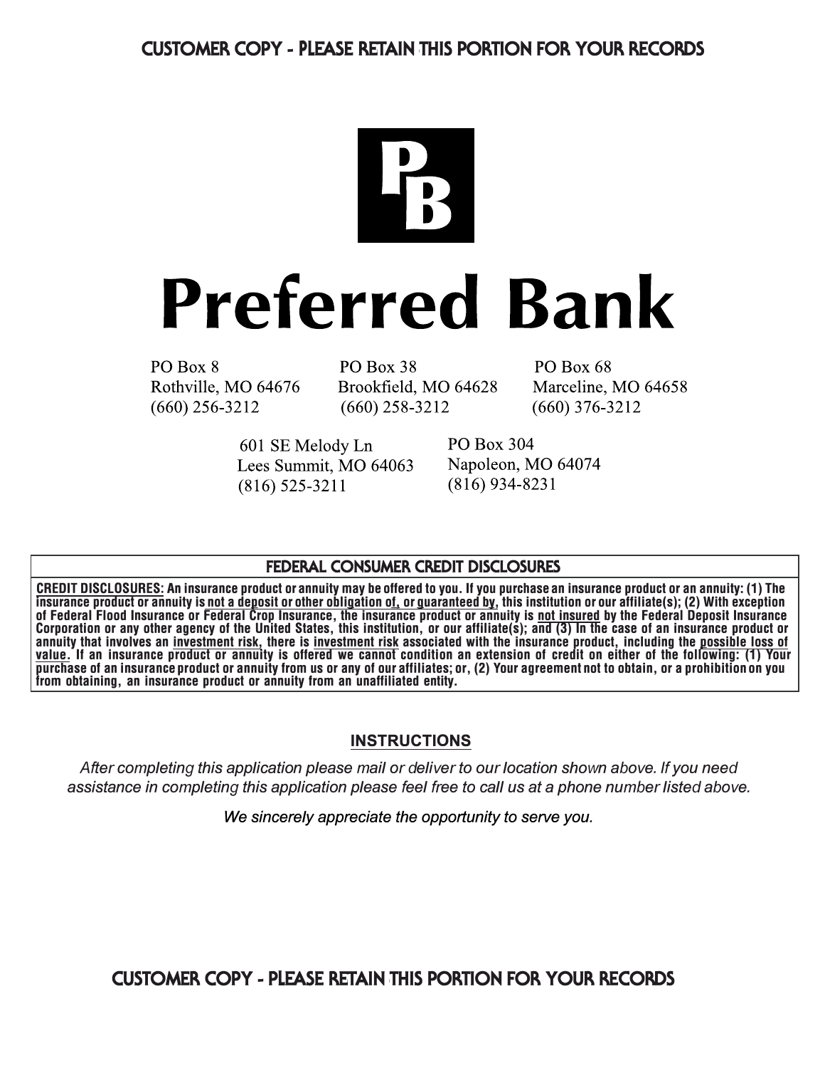CUSTOMER COPY - PLEASE RETAIN THIS PORTION FOR YOUR RECORDS

PB

# Preferred Bank

PO Box 8
Rothville, MO 64676
(660) 256-3212

PO Box 38
Brookfield, MO 64628
(660) 258-3212

PO Box 68
Marceline, MO 64658
(660) 376-3212

601 SE Melody Ln
Lees Summit, MO 64063
(816) 525-3211

PO Box 304
Napoleon, MO 64074
(816) 934-8231

## FEDERAL CONSUMER CREDIT DISCLOSURES

**CREDIT DISCLOSURES: An insurance product or annuity may be offered to you. If you purchase an insurance product or an annuity: (1) The insurance product or annuity is not a deposit or other obligation of, or guaranteed by, this institution or our affiliate(s); (2) With exception of Federal Flood Insurance or Federal Crop Insurance, the insurance product or annuity is not insured by the Federal Deposit Insurance Corporation or any other agency of the United States, this institution, or our affiliate(s); and (3) In the case of an insurance product or annuity that involves an investment risk, there is investment risk associated with the insurance product, including the possible loss of value. If an insurance product or annuity is offered we cannot condition an extension of credit on either of the following: (1) Your purchase of an insurance product or annuity from us or any of our affiliates; or, (2) Your agreement not to obtain, or a prohibition on you from obtaining, an insurance product or annuity from an unaffiliated entity.**

### INSTRUCTIONS

*After completing this application please mail or deliver to our location shown above. If you need assistance in completing this application please feel free to call us at a phone number listed above.*

*We sincerely appreciate the opportunity to serve you.*

CUSTOMER COPY - PLEASE RETAIN THIS PORTION FOR YOUR RECORDS